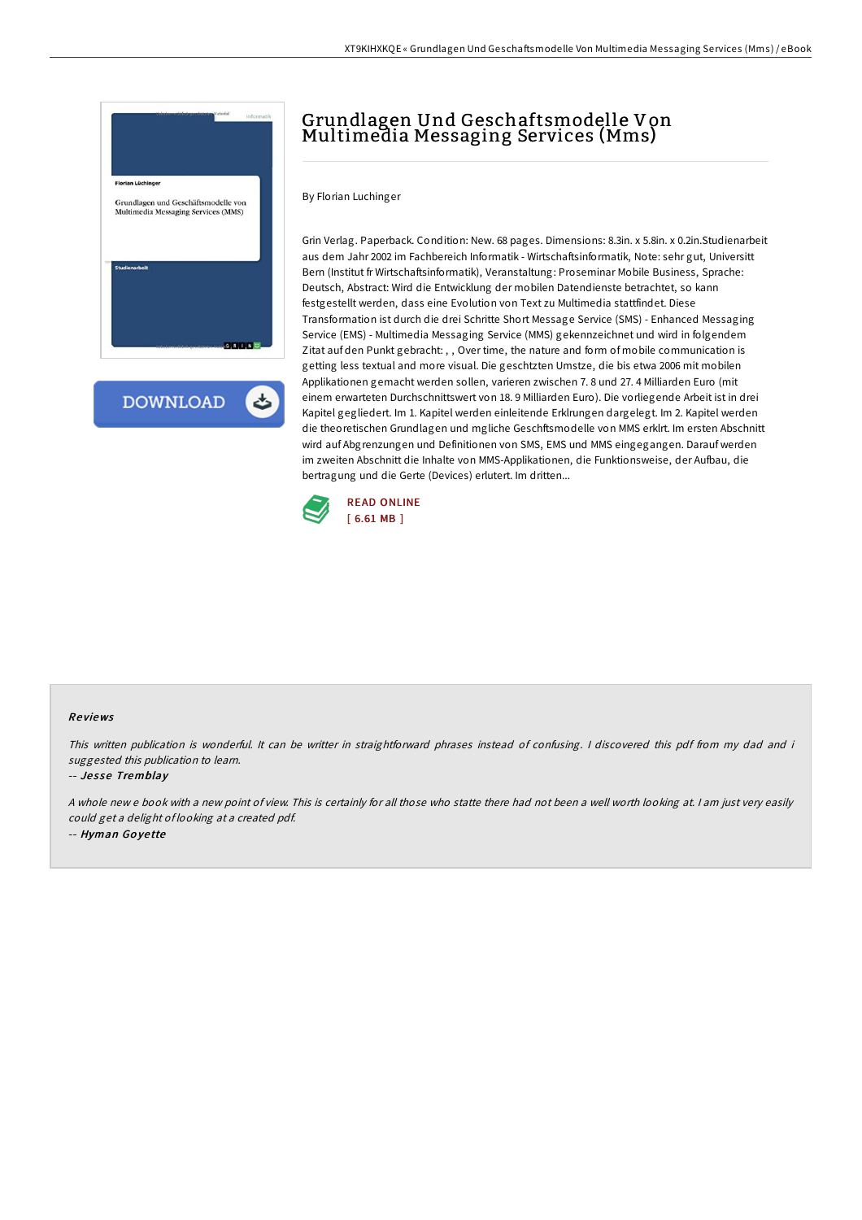# Grundlagen Und Geschaftsmodelle Von Multimedia Messaging Services (Mms)

By Florian Luchinger

Grin Verlag. Paperback. Condition: New. 68 pages. Dimensions: 8.3in. x 5.8in. x 0.2in.Studienarbeit aus dem Jahr 2002 im Fachbereich Informatik - Wirtschaftsinformatik, Note: sehr gut, Universitt Bern (Institut fr Wirtschaftsinformatik), Veranstaltung: Proseminar Mobile Business, Sprache: Deutsch, Abstract: Wird die Entwicklung der mobilen Datendienste betrachtet, so kann festgestellt werden, dass eine Evolution von Text zu Multimedia stattfindet. Diese Transformation ist durch die drei Schritte Short Message Service (SMS) - Enhanced Messaging Service (EMS) - Multimedia Messaging Service (MMS) gekennzeichnet und wird in folgendem Zitat auf den Punkt gebracht: , , Over time, the nature and form of mobile communication is getting less textual and more visual. Die geschtzten Umstze, die bis etwa 2006 mit mobilen Applikationen gemacht werden sollen, variieren zwischen 7. 8 und 27. 4 Milliarden Euro (mit einem erwarteten Durchschnittswert von 18. 9 Milliarden Euro). Die vorliegende Arbeit ist in drei Kapitel gegliedert. Im 1. Kapitel werden einleitende Erklrungen dargelegt. Im 2. Kapitel werden die theoretischen Grundlagen und mgliche Geschftsmodelle von MMS erklrt. Im ersten Abschnitt wird auf Abgrenzungen und Definitionen von SMS, EMS und MMS eingegangen. Darauf werden im zweiten Abschnitt die Inhalte von MMS-Applikationen, die Funktionsweise, der Aufbau, die bertragung und die Gerte (Devices) erlutert. Im dritten...

READ ONLINE
[ 6.61 MB ]

## Reviews

*This written publication is wonderful. It can be writter in straightforward phrases instead of confusing. I discovered this pdf from my dad and i suggested this publication to learn.*

-- *Jesse Tremblay*

*A whole new e book with a new point of view. This is certainly for all those who statte there had not been a well worth looking at. I am just very easily could get a delight of looking at a created pdf.*

-- *Hyman Goyette*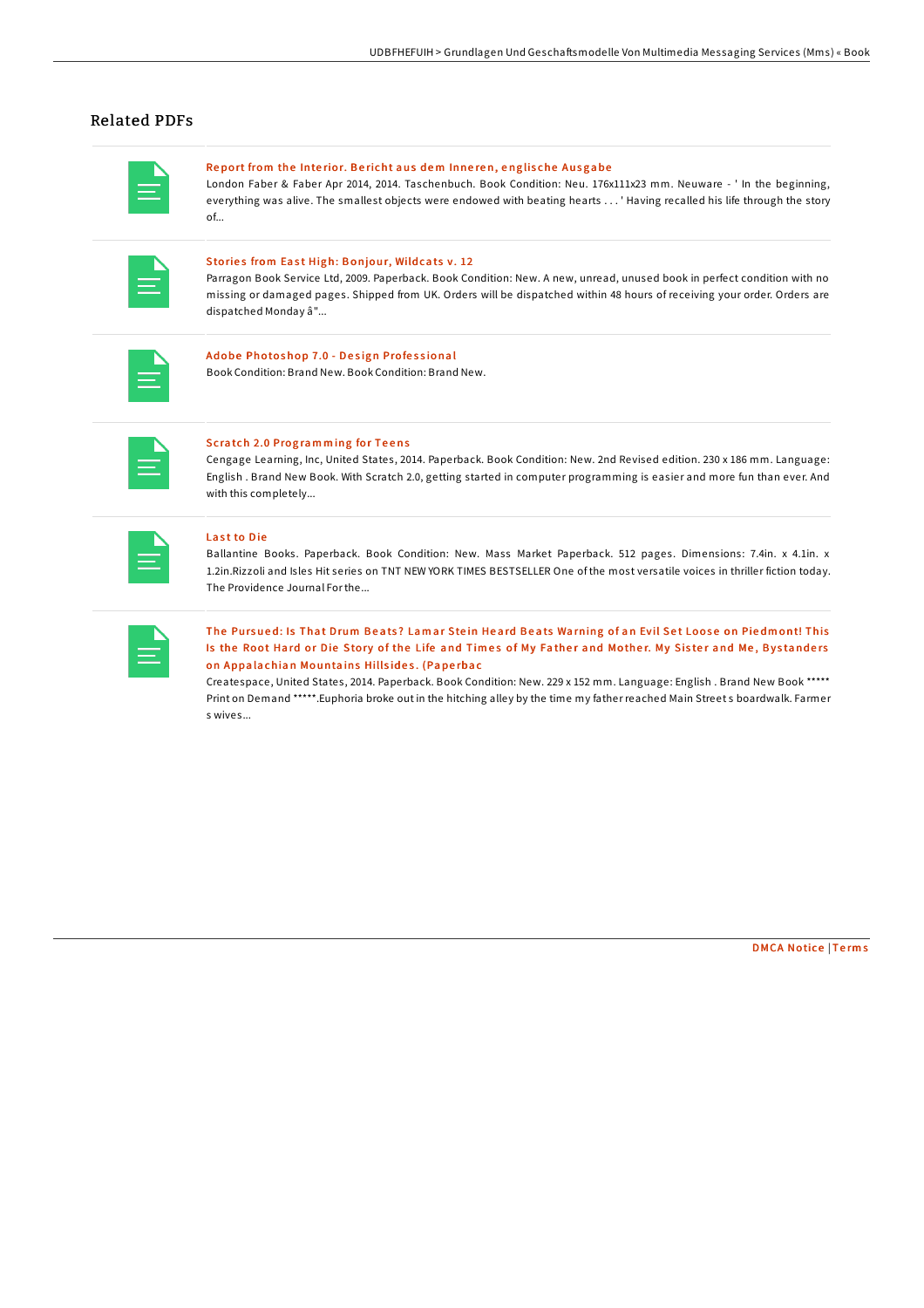## Related PDFs

### Report from the Interior. Bericht aus dem Inneren, englische Ausgabe

London Faber & Faber Apr 2014, 2014. Taschenbuch. Book Condition: Neu. 176x111x23 mm. Neuware - ' In the beginning, everything was alive. The smallest objects were endowed with beating hearts . . . ' Having recalled his life through the story of...

### Stories from East High: Bonjour, Wildcats v. 12

Parragon Book Service Ltd, 2009. Paperback. Book Condition: New. A new, unread, unused book in perfect condition with no missing or damaged pages. Shipped from UK. Orders will be dispatched within 48 hours of receiving your order. Orders are dispatched Monday â"...

### Adobe Photoshop 7.0 - Design Professional

Book Condition: Brand New. Book Condition: Brand New.

### Scratch 2.0 Programming for Teens

Cengage Learning, Inc, United States, 2014. Paperback. Book Condition: New. 2nd Revised edition. 230 x 186 mm. Language: English . Brand New Book. With Scratch 2.0, getting started in computer programming is easier and more fun than ever. And with this completely...

### Last to Die

Ballantine Books. Paperback. Book Condition: New. Mass Market Paperback. 512 pages. Dimensions: 7.4in. x 4.1in. x 1.2in.Rizzoli and Isles Hit series on TNT NEW YORK TIMES BESTSELLER One of the most versatile voices in thriller fiction today. The Providence Journal For the...

### The Pursued: Is That Drum Beats? Lamar Stein Heard Beats Warning of an Evil Set Loose on Piedmont! This Is the Root Hard or Die Story of the Life and Times of My Father and Mother. My Sister and Me, Bystanders on Appalachian Mountains Hillsides. (Paperbac

Createspace, United States, 2014. Paperback. Book Condition: New. 229 x 152 mm. Language: English . Brand New Book ***** Print on Demand *****.Euphoria broke out in the hitching alley by the time my father reached Main Street s boardwalk. Farmer s wives...

DMCA Notice | Terms